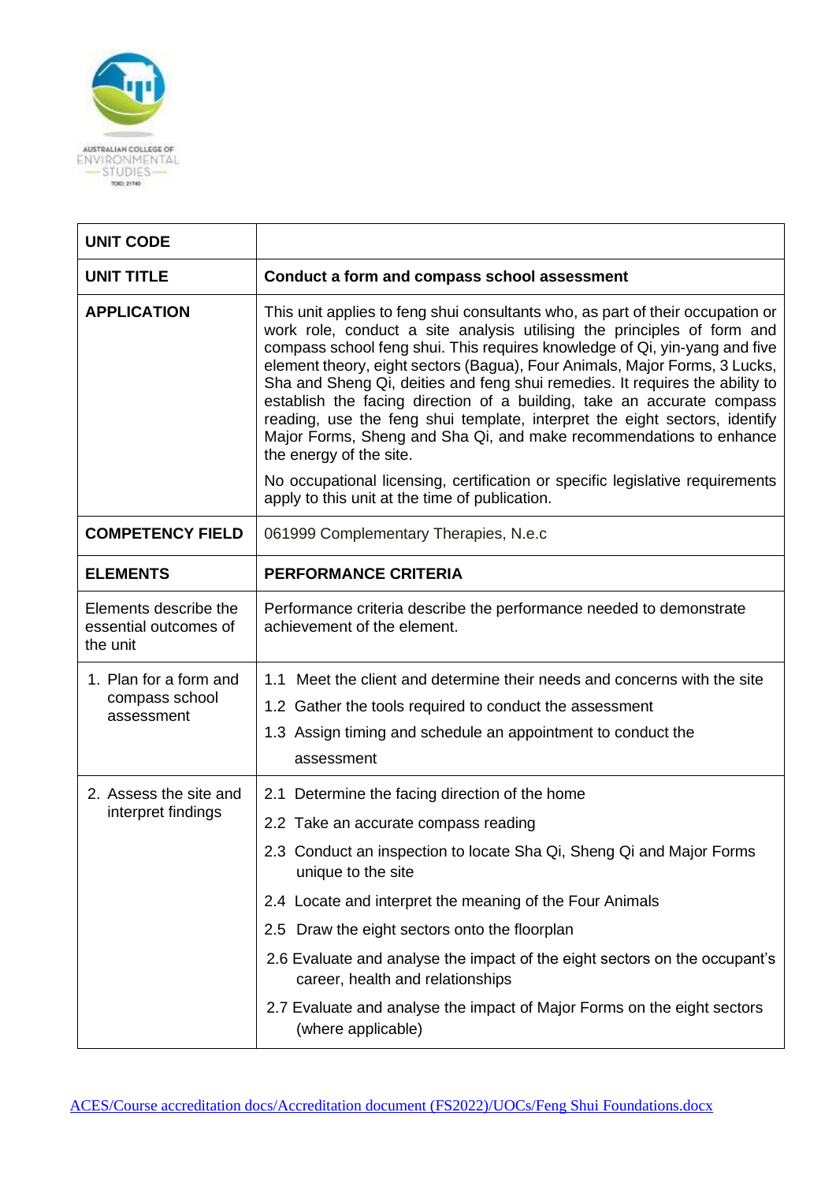| UNIT CODE | |
|---|---|
| **UNIT TITLE** | **Conduct a form and compass school assessment** |
| **APPLICATION** | This unit applies to feng shui consultants who, as part of their occupation or work role, conduct a site analysis utilising the principles of form and compass school feng shui. This requires knowledge of Qi, yin-yang and five element theory, eight sectors (Bagua), Four Animals, Major Forms, 3 Lucks, Sha and Sheng Qi, deities and feng shui remedies. It requires the ability to establish the facing direction of a building, take an accurate compass reading, use the feng shui template, interpret the eight sectors, identify Major Forms, Sheng and Sha Qi, and make recommendations to enhance the energy of the site.<br><br>No occupational licensing, certification or specific legislative requirements apply to this unit at the time of publication. |
| **COMPETENCY FIELD** | 061999 Complementary Therapies, N.e.c |
| **ELEMENTS** | **PERFORMANCE CRITERIA** |
| Elements describe the essential outcomes of the unit | Performance criteria describe the performance needed to demonstrate achievement of the element. |
| 1. Plan for a form and compass school assessment | 1.1 Meet the client and determine their needs and concerns with the site<br>1.2 Gather the tools required to conduct the assessment<br>1.3 Assign timing and schedule an appointment to conduct the assessment |
| 2. Assess the site and interpret findings | 2.1 Determine the facing direction of the home<br>2.2 Take an accurate compass reading<br>2.3 Conduct an inspection to locate Sha Qi, Sheng Qi and Major Forms unique to the site<br>2.4 Locate and interpret the meaning of the Four Animals<br>2.5 Draw the eight sectors onto the floorplan<br>2.6 Evaluate and analyse the impact of the eight sectors on the occupant's career, health and relationships<br>2.7 Evaluate and analyse the impact of Major Forms on the eight sectors (where applicable) |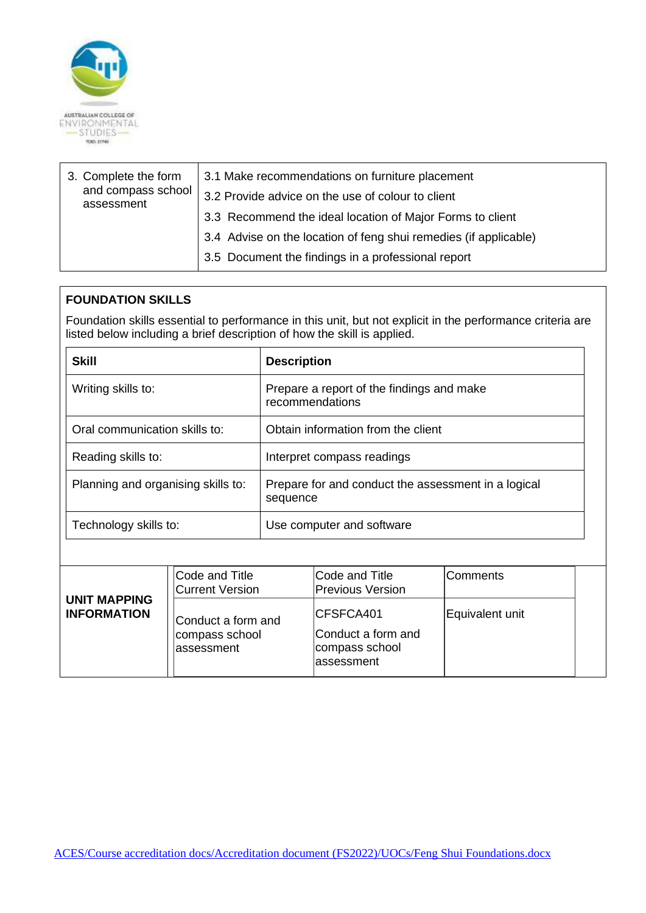| 3. Complete the form and compass school assessment | 3.1 Make recommendations on furniture placement<br>3.2 Provide advice on the use of colour to client<br>3.3 Recommend the ideal location of Major Forms to client<br>3.4 Advise on the location of feng shui remedies (if applicable)<br>3.5 Document the findings in a professional report |
|---|---|

**FOUNDATION SKILLS**

Foundation skills essential to performance in this unit, but not explicit in the performance criteria are listed below including a brief description of how the skill is applied.

| Skill | Description |
|---|---|
| Writing skills to: | Prepare a report of the findings and make recommendations |
| Oral communication skills to: | Obtain information from the client |
| Reading skills to: | Interpret compass readings |
| Planning and organising skills to: | Prepare for and conduct the assessment in a logical sequence |
| Technology skills to: | Use computer and software |

| **UNIT MAPPING INFORMATION** | Code and Title Current Version | Code and Title Previous Version | Comments |
|---|---|---|---|
| | Conduct a form and compass school assessment | CFSFCA401 Conduct a form and compass school assessment | Equivalent unit |

ACES/Course accreditation docs/Accreditation document (FS2022)/UOCs/Feng Shui Foundations.docx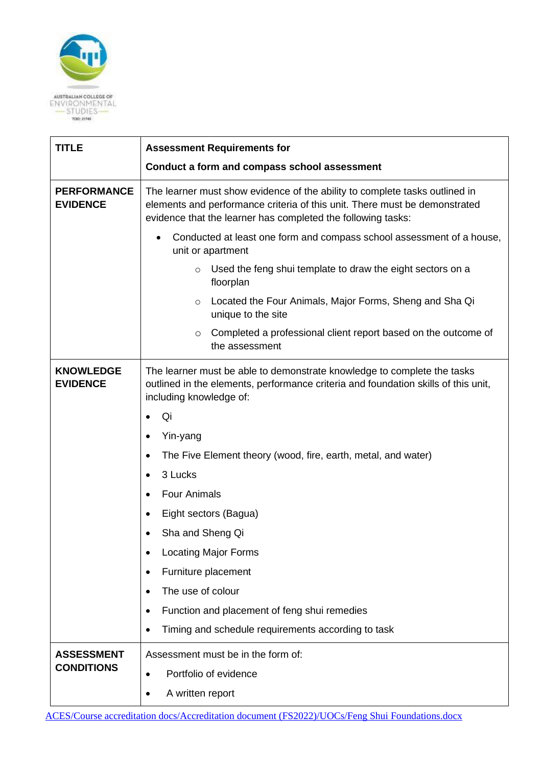AUSTRALIAN COLLEGE OF ENVIRONMENTAL STUDIES

| TITLE | **Assessment Requirements for**<br><br>**Conduct a form and compass school assessment** |
|---|---|
| **PERFORMANCE EVIDENCE** | The learner must show evidence of the ability to complete tasks outlined in elements and performance criteria of this unit. There must be demonstrated evidence that the learner has completed the following tasks:<br><br>• Conducted at least one form and compass school assessment of a house, unit or apartment<br>&nbsp;&nbsp;&nbsp;&nbsp;○ Used the feng shui template to draw the eight sectors on a floorplan<br>&nbsp;&nbsp;&nbsp;&nbsp;○ Located the Four Animals, Major Forms, Sheng and Sha Qi unique to the site<br>&nbsp;&nbsp;&nbsp;&nbsp;○ Completed a professional client report based on the outcome of the assessment |
| **KNOWLEDGE EVIDENCE** | The learner must be able to demonstrate knowledge to complete the tasks outlined in the elements, performance criteria and foundation skills of this unit, including knowledge of:<br><br>• Qi<br>• Yin-yang<br>• The Five Element theory (wood, fire, earth, metal, and water)<br>• 3 Lucks<br>• Four Animals<br>• Eight sectors (Bagua)<br>• Sha and Sheng Qi<br>• Locating Major Forms<br>• Furniture placement<br>• The use of colour<br>• Function and placement of feng shui remedies<br>• Timing and schedule requirements according to task |
| **ASSESSMENT CONDITIONS** | Assessment must be in the form of:<br><br>• Portfolio of evidence<br>• A written report |

ACES/Course accreditation docs/Accreditation document (FS2022)/UOCs/Feng Shui Foundations.docx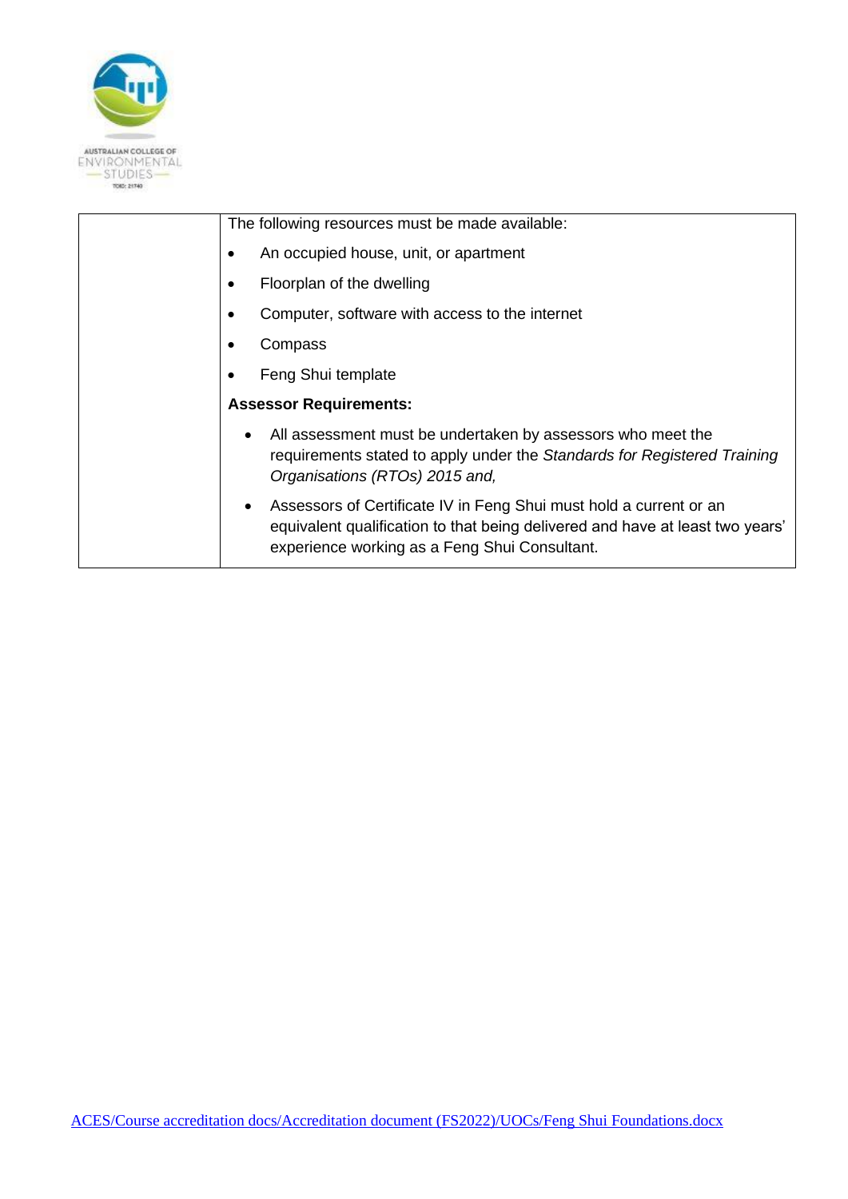| | |
|---|---|
| | The following resources must be made available:<br>• An occupied house, unit, or apartment<br>• Floorplan of the dwelling<br>• Computer, software with access to the internet<br>• Compass<br>• Feng Shui template<br>**Assessor Requirements:**<br>• All assessment must be undertaken by assessors who meet the requirements stated to apply under the *Standards for Registered Training Organisations (RTOs) 2015 and,*<br>• Assessors of Certificate IV in Feng Shui must hold a current or an equivalent qualification to that being delivered and have at least two years' experience working as a Feng Shui Consultant. |